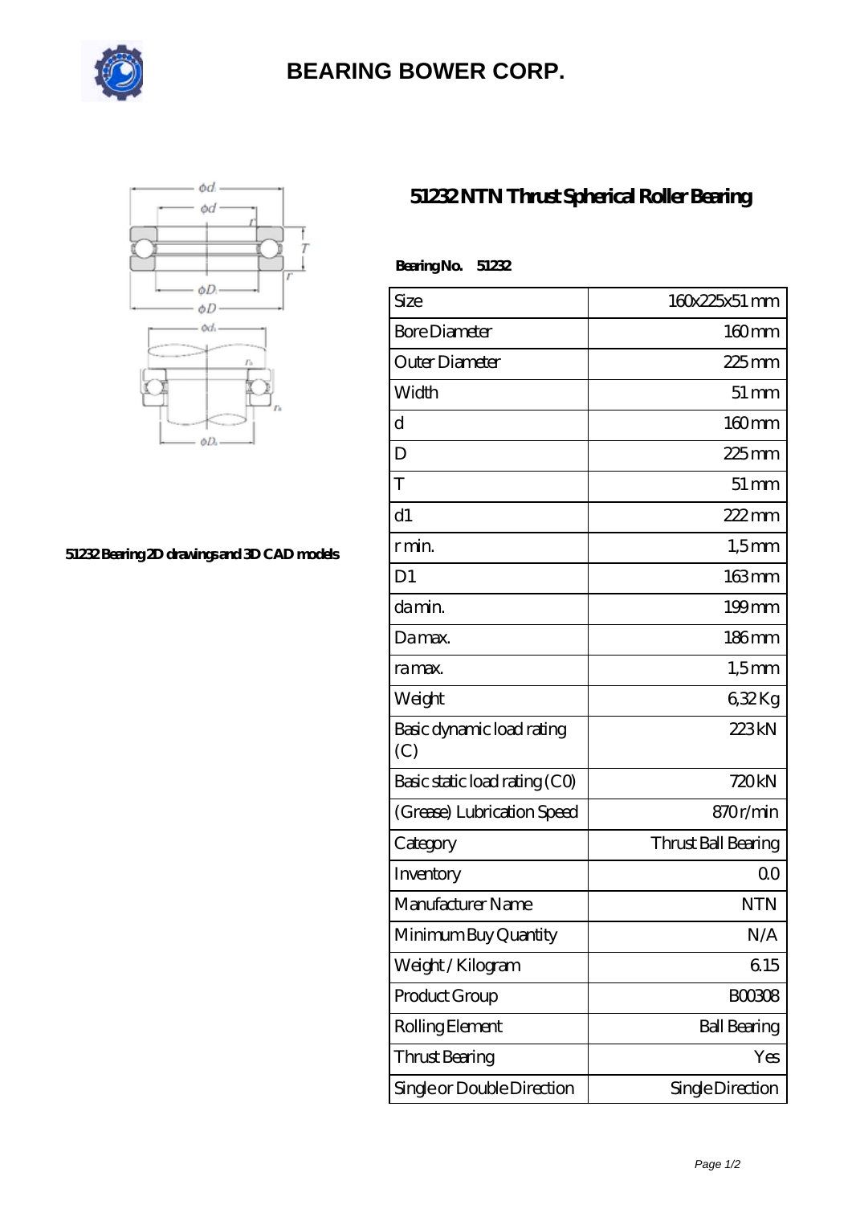# BEARING BOWER CORP.

51232 Bearing 2D drawings and 3D CAD models

## 51232 NTN Thrust Spherical Roller Bearing

**Bearing No. 51232**

| Size | 160x225x51 mm |
|---|---|
| Bore Diameter | 160 mm |
| Outer Diameter | 225 mm |
| Width | 51 mm |
| d | 160 mm |
| D | 225 mm |
| T | 51 mm |
| d1 | 222 mm |
| r min. | 1,5 mm |
| D1 | 163 mm |
| da min. | 199 mm |
| Da max. | 186 mm |
| ra max. | 1,5 mm |
| Weight | 6,32 Kg |
| Basic dynamic load rating (C) | 223 kN |
| Basic static load rating (C0) | 720 kN |
| (Grease) Lubrication Speed | 870 r/min |
| Category | Thrust Ball Bearing |
| Inventory | 0.0 |
| Manufacturer Name | NTN |
| Minimum Buy Quantity | N/A |
| Weight / Kilogram | 6.15 |
| Product Group | B00308 |
| Rolling Element | Ball Bearing |
| Thrust Bearing | Yes |
| Single or Double Direction | Single Direction |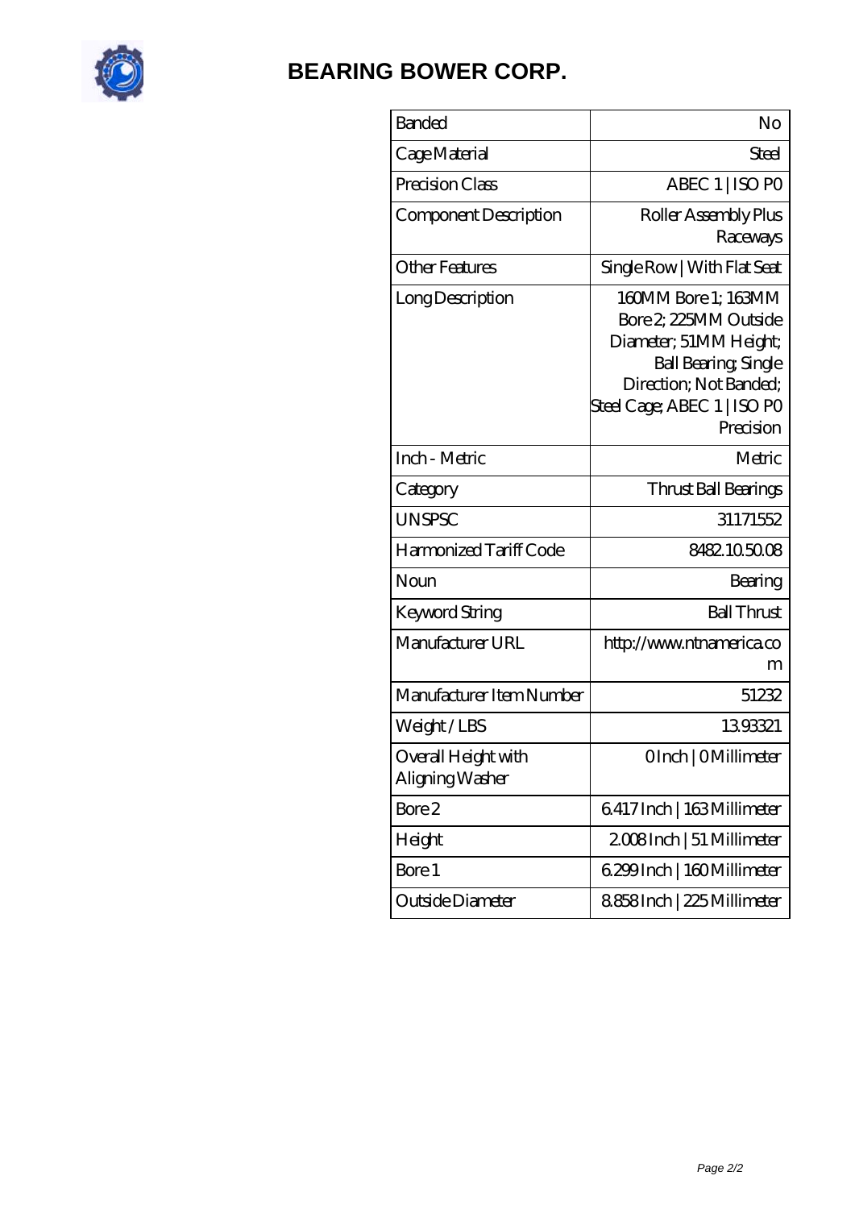# BEARING BOWER CORP.

| | |
|---|---|
| Banded | No |
| Cage Material | Steel |
| Precision Class | ABEC 1 \| ISO P0 |
| Component Description | Roller Assembly Plus Raceways |
| Other Features | Single Row \| With Flat Seat |
| Long Description | 160MM Bore 1; 163MM Bore 2; 225MM Outside Diameter; 51MM Height; Ball Bearing; Single Direction; Not Banded; Steel Cage; ABEC 1 \| ISO P0 Precision |
| Inch - Metric | Metric |
| Category | Thrust Ball Bearings |
| UNSPSC | 31171552 |
| Harmonized Tariff Code | 8482.10.50.08 |
| Noun | Bearing |
| Keyword String | Ball Thrust |
| Manufacturer URL | http://www.ntnamerica.com |
| Manufacturer Item Number | 51232 |
| Weight / LBS | 13.93321 |
| Overall Height with Aligning Washer | 0 Inch \| 0 Millimeter |
| Bore 2 | 6.417 Inch \| 163 Millimeter |
| Height | 2.008 Inch \| 51 Millimeter |
| Bore 1 | 6.299 Inch \| 160 Millimeter |
| Outside Diameter | 8.858 Inch \| 225 Millimeter |